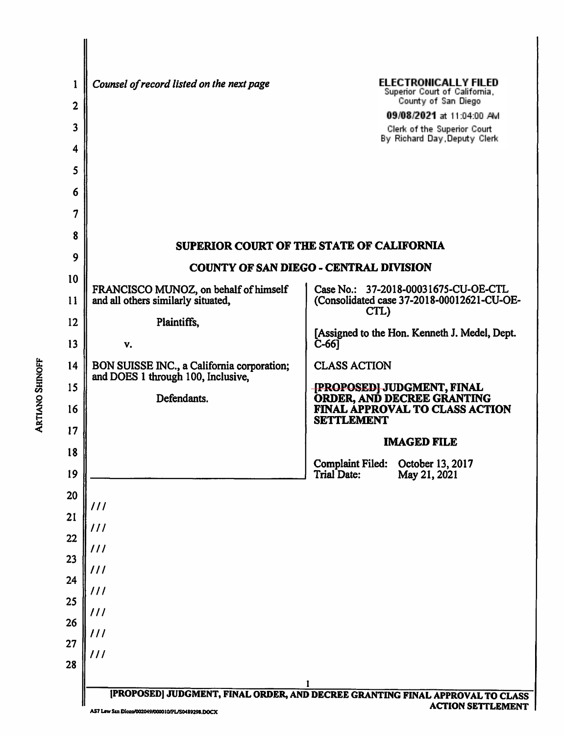*Counsel of record listed on the next page*

**ELECTRONICALLY FILED**
Superior Court of California,
County of San Diego
**09/08/2021** at 11:04:00 AM
Clerk of the Superior Court
By Richard Day, Deputy Clerk

**SUPERIOR COURT OF THE STATE OF CALIFORNIA**

**COUNTY OF SAN DIEGO - CENTRAL DIVISION**

FRANCISCO MUNOZ, on behalf of himself and all others similarly situated,

Plaintiffs,

v.

BON SUISSE INC., a California corporation; and DOES 1 through 100, Inclusive,

Defendants.

Case No.: 37-2018-00031675-CU-OE-CTL (Consolidated case 37-2018-00012621-CU-OE-CTL)

[Assigned to the Hon. Kenneth J. Medel, Dept. C-66]

CLASS ACTION

**~~[PROPOSED]~~ JUDGMENT, FINAL ORDER, AND DECREE GRANTING FINAL APPROVAL TO CLASS ACTION SETTLEMENT**

**IMAGED FILE**

Complaint Filed: October 13, 2017
Trial Date: May 21, 2021

///

///

///

///

///

///

///

///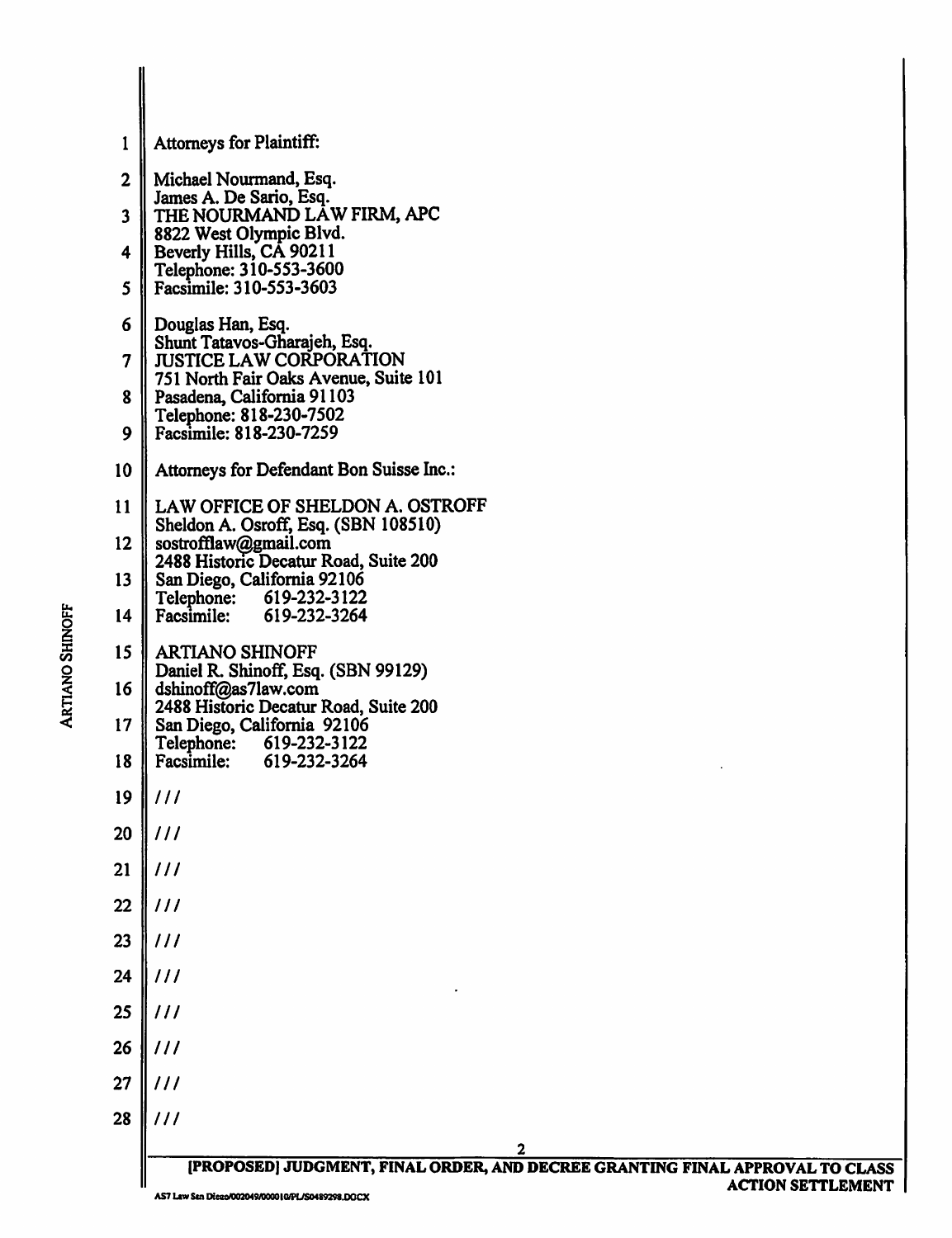Attorneys for Plaintiff:

Michael Nourmand, Esq.
James A. De Sario, Esq.
THE NOURMAND LAW FIRM, APC
8822 West Olympic Blvd.
Beverly Hills, CA 90211
Telephone: 310-553-3600
Facsimile: 310-553-3603

Douglas Han, Esq.
Shunt Tatavos-Gharajeh, Esq.
JUSTICE LAW CORPORATION
751 North Fair Oaks Avenue, Suite 101
Pasadena, California 91103
Telephone: 818-230-7502
Facsimile: 818-230-7259

Attorneys for Defendant Bon Suisse Inc.:

LAW OFFICE OF SHELDON A. OSTROFF
Sheldon A. Osroff, Esq. (SBN 108510)
sostrofflaw@gmail.com
2488 Historic Decatur Road, Suite 200
San Diego, California 92106
Telephone: 619-232-3122
Facsimile: 619-232-3264

ARTIANO SHINOFF
Daniel R. Shinoff, Esq. (SBN 99129)
dshinoff@as7law.com
2488 Historic Decatur Road, Suite 200
San Diego, California 92106
Telephone: 619-232-3122
Facsimile: 619-232-3264

///

///

///

///

///

///

///

///

///

///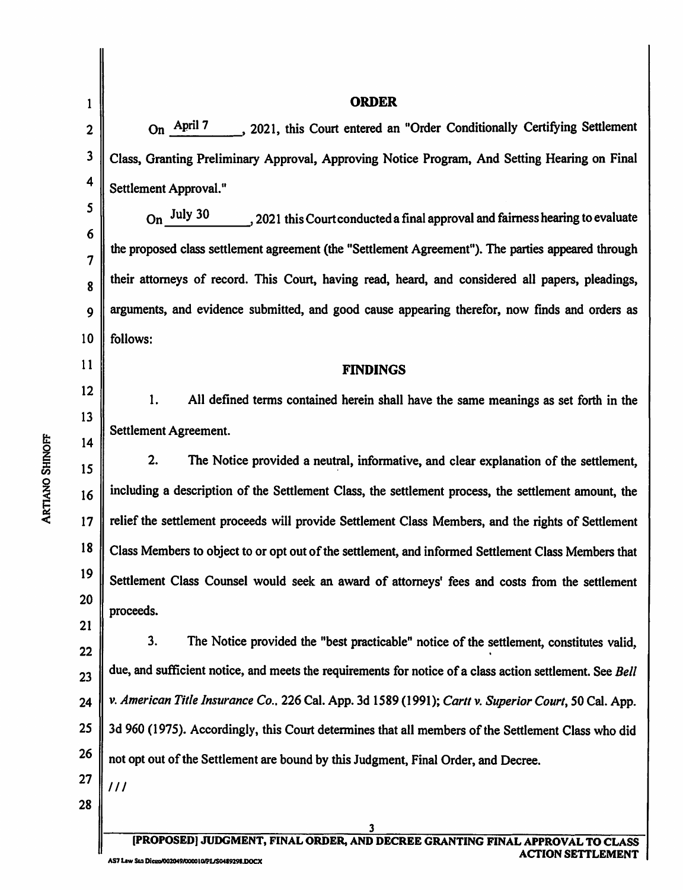# ORDER

On April 7, 2021, this Court entered an "Order Conditionally Certifying Settlement Class, Granting Preliminary Approval, Approving Notice Program, And Setting Hearing on Final Settlement Approval."

On July 30, 2021 this Court conducted a final approval and fairness hearing to evaluate the proposed class settlement agreement (the "Settlement Agreement"). The parties appeared through their attorneys of record. This Court, having read, heard, and considered all papers, pleadings, arguments, and evidence submitted, and good cause appearing therefor, now finds and orders as follows:

## FINDINGS

1. All defined terms contained herein shall have the same meanings as set forth in the Settlement Agreement.

2. The Notice provided a neutral, informative, and clear explanation of the settlement, including a description of the Settlement Class, the settlement process, the settlement amount, the relief the settlement proceeds will provide Settlement Class Members, and the rights of Settlement Class Members to object to or opt out of the settlement, and informed Settlement Class Members that Settlement Class Counsel would seek an award of attorneys' fees and costs from the settlement proceeds.

3. The Notice provided the "best practicable" notice of the settlement, constitutes valid, due, and sufficient notice, and meets the requirements for notice of a class action settlement. See *Bell v. American Title Insurance Co.*, 226 Cal. App. 3d 1589 (1991); *Cartt v. Superior Court*, 50 Cal. App. 3d 960 (1975). Accordingly, this Court determines that all members of the Settlement Class who did not opt out of the Settlement are bound by this Judgment, Final Order, and Decree.

///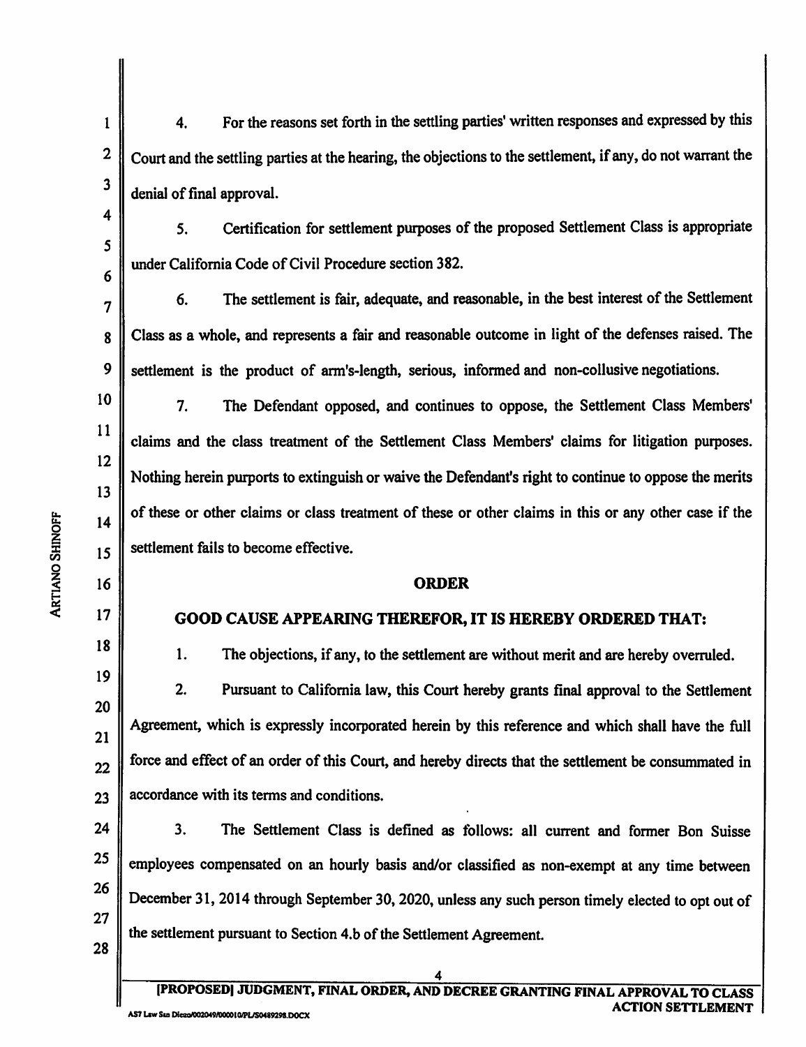4. For the reasons set forth in the settling parties' written responses and expressed by this Court and the settling parties at the hearing, the objections to the settlement, if any, do not warrant the denial of final approval.

5. Certification for settlement purposes of the proposed Settlement Class is appropriate under California Code of Civil Procedure section 382.

6. The settlement is fair, adequate, and reasonable, in the best interest of the Settlement Class as a whole, and represents a fair and reasonable outcome in light of the defenses raised. The settlement is the product of arm's-length, serious, informed and non-collusive negotiations.

7. The Defendant opposed, and continues to oppose, the Settlement Class Members' claims and the class treatment of the Settlement Class Members' claims for litigation purposes. Nothing herein purports to extinguish or waive the Defendant's right to continue to oppose the merits of these or other claims or class treatment of these or other claims in this or any other case if the settlement fails to become effective.

## ORDER

**GOOD CAUSE APPEARING THEREFOR, IT IS HEREBY ORDERED THAT:**

1. The objections, if any, to the settlement are without merit and are hereby overruled.

2. Pursuant to California law, this Court hereby grants final approval to the Settlement Agreement, which is expressly incorporated herein by this reference and which shall have the full force and effect of an order of this Court, and hereby directs that the settlement be consummated in accordance with its terms and conditions.

3. The Settlement Class is defined as follows: all current and former Bon Suisse employees compensated on an hourly basis and/or classified as non-exempt at any time between December 31, 2014 through September 30, 2020, unless any such person timely elected to opt out of the settlement pursuant to Section 4.b of the Settlement Agreement.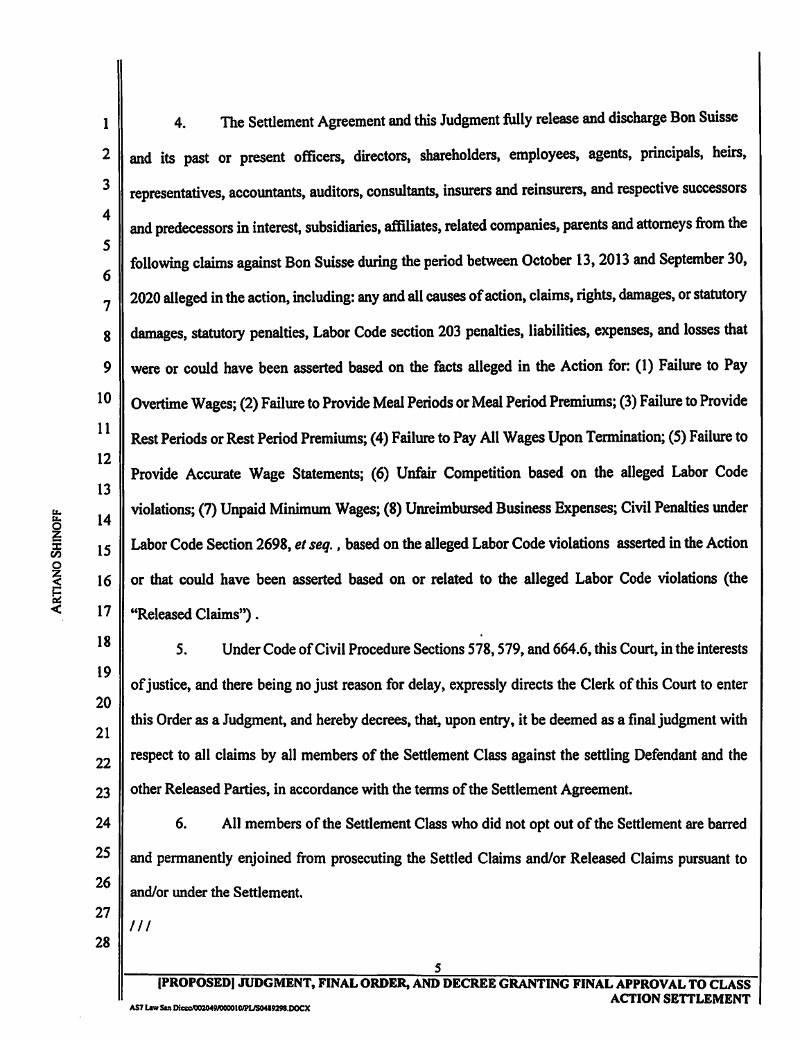4. The Settlement Agreement and this Judgment fully release and discharge Bon Suisse and its past or present officers, directors, shareholders, employees, agents, principals, heirs, representatives, accountants, auditors, consultants, insurers and reinsurers, and respective successors and predecessors in interest, subsidiaries, affiliates, related companies, parents and attorneys from the following claims against Bon Suisse during the period between October 13, 2013 and September 30, 2020 alleged in the action, including: any and all causes of action, claims, rights, damages, or statutory damages, statutory penalties, Labor Code section 203 penalties, liabilities, expenses, and losses that were or could have been asserted based on the facts alleged in the Action for: (1) Failure to Pay Overtime Wages; (2) Failure to Provide Meal Periods or Meal Period Premiums; (3) Failure to Provide Rest Periods or Rest Period Premiums; (4) Failure to Pay All Wages Upon Termination; (5) Failure to Provide Accurate Wage Statements; (6) Unfair Competition based on the alleged Labor Code violations; (7) Unpaid Minimum Wages; (8) Unreimbursed Business Expenses; Civil Penalties under Labor Code Section 2698, *et seq.*, based on the alleged Labor Code violations asserted in the Action or that could have been asserted based on or related to the alleged Labor Code violations (the "Released Claims").

5. Under Code of Civil Procedure Sections 578, 579, and 664.6, this Court, in the interests of justice, and there being no just reason for delay, expressly directs the Clerk of this Court to enter this Order as a Judgment, and hereby decrees, that, upon entry, it be deemed as a final judgment with respect to all claims by all members of the Settlement Class against the settling Defendant and the other Released Parties, in accordance with the terms of the Settlement Agreement.

6. All members of the Settlement Class who did not opt out of the Settlement are barred and permanently enjoined from prosecuting the Settled Claims and/or Released Claims pursuant to and/or under the Settlement.

///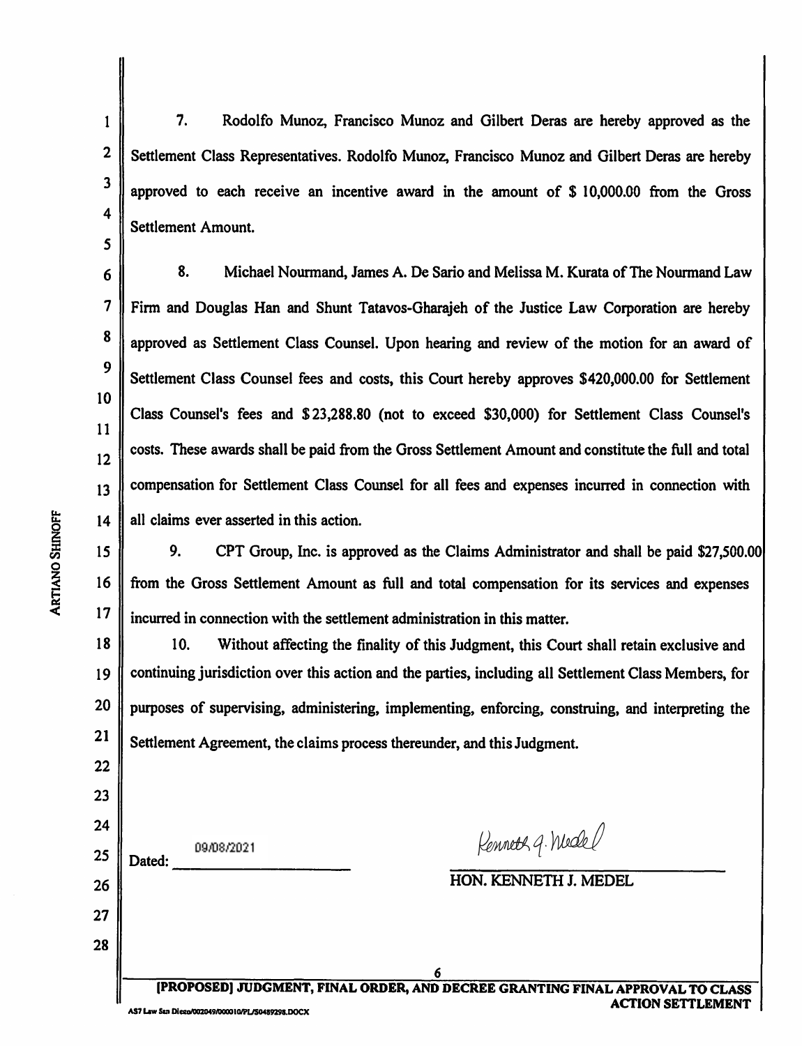7. Rodolfo Munoz, Francisco Munoz and Gilbert Deras are hereby approved as the Settlement Class Representatives. Rodolfo Munoz, Francisco Munoz and Gilbert Deras are hereby approved to each receive an incentive award in the amount of $ 10,000.00 from the Gross Settlement Amount.

8. Michael Nourmand, James A. De Sario and Melissa M. Kurata of The Nourmand Law Firm and Douglas Han and Shunt Tatavos-Gharajeh of the Justice Law Corporation are hereby approved as Settlement Class Counsel. Upon hearing and review of the motion for an award of Settlement Class Counsel fees and costs, this Court hereby approves $420,000.00 for Settlement Class Counsel's fees and $23,288.80 (not to exceed $30,000) for Settlement Class Counsel's costs. These awards shall be paid from the Gross Settlement Amount and constitute the full and total compensation for Settlement Class Counsel for all fees and expenses incurred in connection with all claims ever asserted in this action.

9. CPT Group, Inc. is approved as the Claims Administrator and shall be paid $27,500.00 from the Gross Settlement Amount as full and total compensation for its services and expenses incurred in connection with the settlement administration in this matter.

10. Without affecting the finality of this Judgment, this Court shall retain exclusive and continuing jurisdiction over this action and the parties, including all Settlement Class Members, for purposes of supervising, administering, implementing, enforcing, construing, and interpreting the Settlement Agreement, the claims process thereunder, and this Judgment.

Dated: 09/08/2021

Kenneth J. Medel

HON. KENNETH J. MEDEL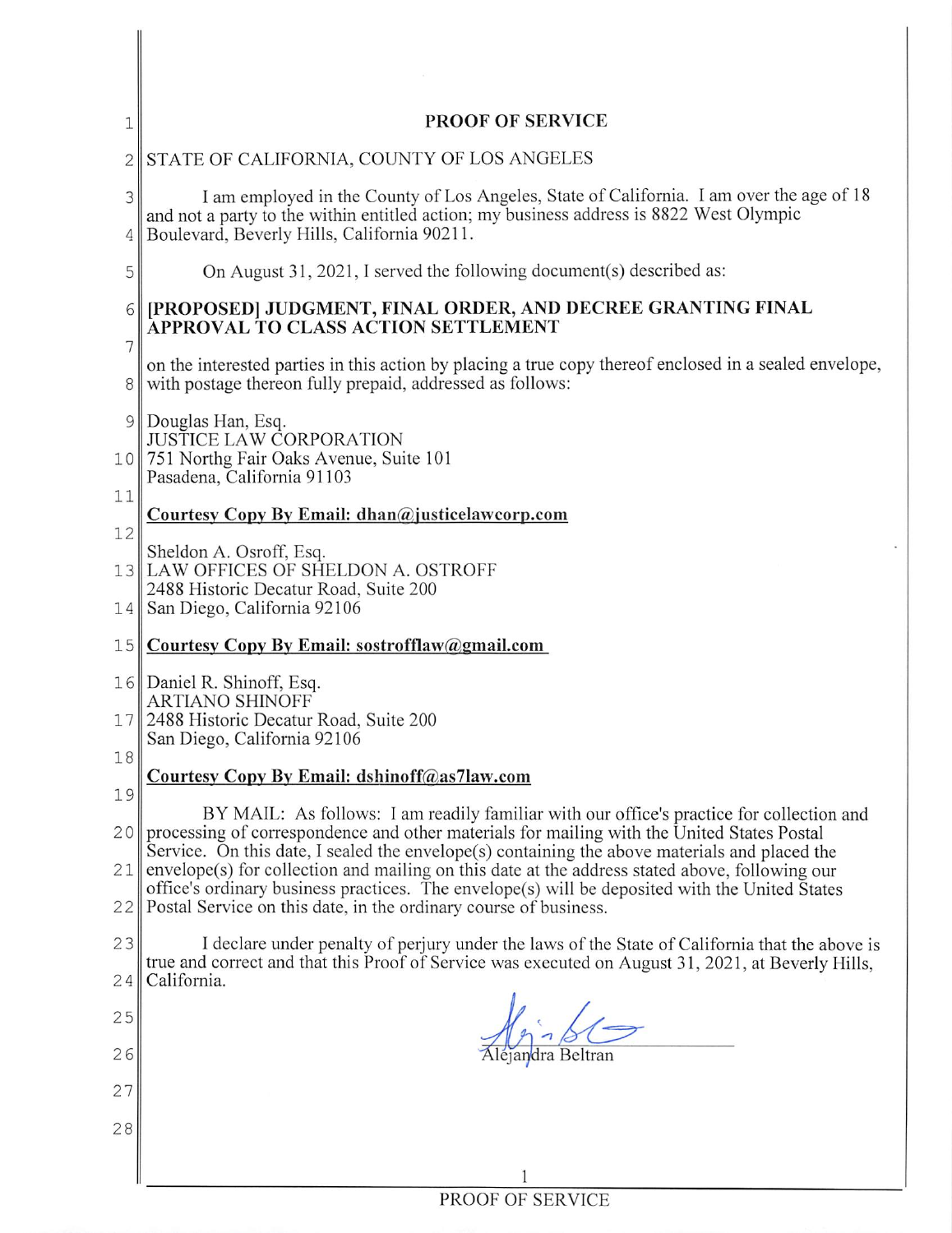# PROOF OF SERVICE

STATE OF CALIFORNIA, COUNTY OF LOS ANGELES

I am employed in the County of Los Angeles, State of California. I am over the age of 18 and not a party to the within entitled action; my business address is 8822 West Olympic Boulevard, Beverly Hills, California 90211.

On August 31, 2021, I served the following document(s) described as:

**[PROPOSED] JUDGMENT, FINAL ORDER, AND DECREE GRANTING FINAL APPROVAL TO CLASS ACTION SETTLEMENT**

on the interested parties in this action by placing a true copy thereof enclosed in a sealed envelope, with postage thereon fully prepaid, addressed as follows:

Douglas Han, Esq.
JUSTICE LAW CORPORATION
751 Northg Fair Oaks Avenue, Suite 101
Pasadena, California 91103

**Courtesy Copy By Email: dhan@justicelawcorp.com**

Sheldon A. Osroff, Esq.
LAW OFFICES OF SHELDON A. OSTROFF
2488 Historic Decatur Road, Suite 200
San Diego, California 92106

**Courtesy Copy By Email: sostrofflaw@gmail.com**

Daniel R. Shinoff, Esq.
ARTIANO SHINOFF
2488 Historic Decatur Road, Suite 200
San Diego, California 92106

**Courtesy Copy By Email: dshinoff@as7law.com**

BY MAIL: As follows: I am readily familiar with our office's practice for collection and processing of correspondence and other materials for mailing with the United States Postal Service. On this date, I sealed the envelope(s) containing the above materials and placed the envelope(s) for collection and mailing on this date at the address stated above, following our office's ordinary business practices. The envelope(s) will be deposited with the United States Postal Service on this date, in the ordinary course of business.

I declare under penalty of perjury under the laws of the State of California that the above is true and correct and that this Proof of Service was executed on August 31, 2021, at Beverly Hills, California.

Alejandra Beltran

PROOF OF SERVICE